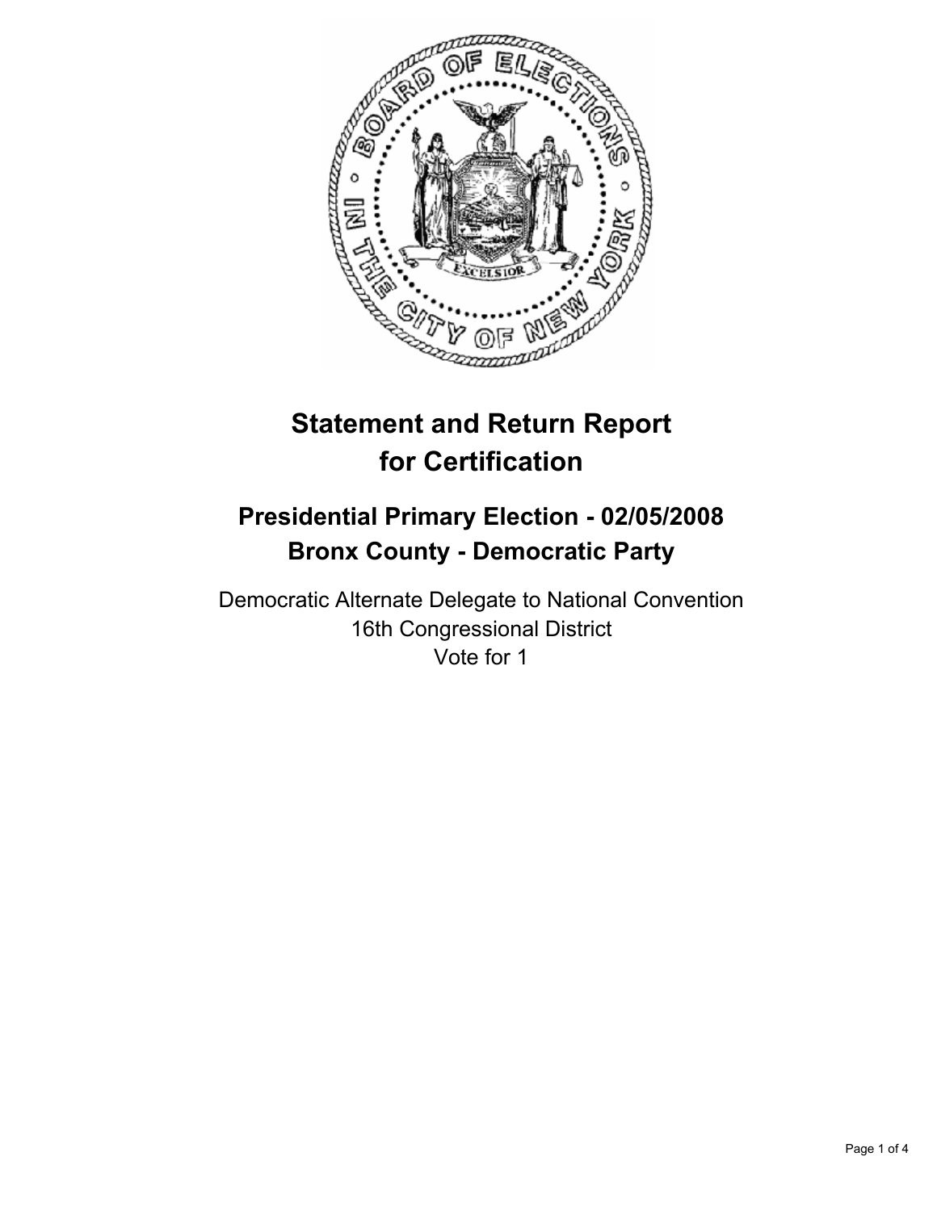# Statement and Return Report for Certification

## Presidential Primary Election - 02/05/2008
## Bronx County - Democratic Party

Democratic Alternate Delegate to National Convention
16th Congressional District
Vote for 1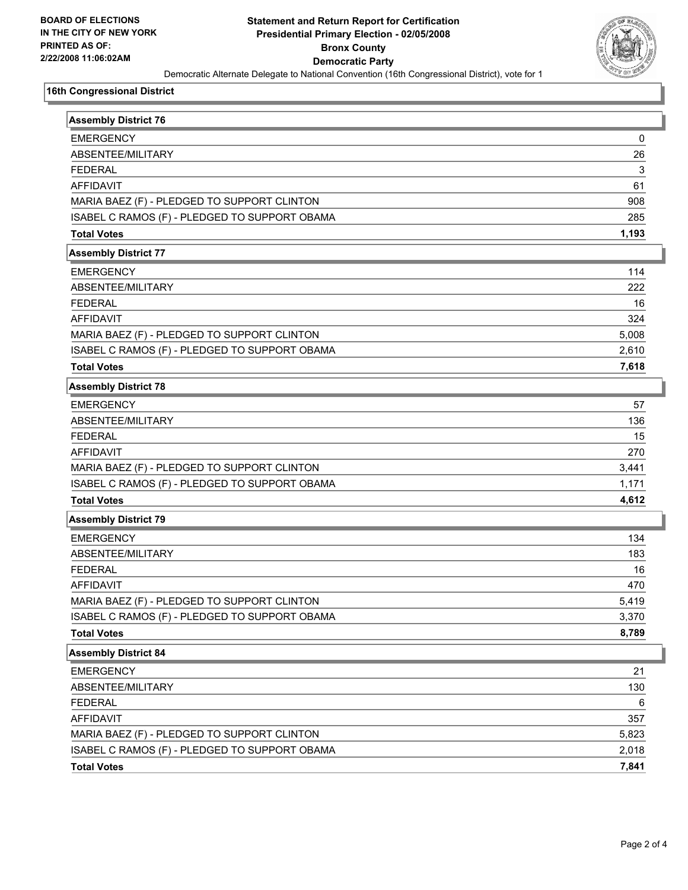BOARD OF ELECTIONS
IN THE CITY OF NEW YORK
PRINTED AS OF:
2/22/2008 11:06:02AM

# Statement and Return Report for Certification
## Presidential Primary Election - 02/05/2008
## Bronx County
## Democratic Party

Democratic Alternate Delegate to National Convention (16th Congressional District), vote for 1

### 16th Congressional District

| Assembly District 76 | |
|---|---|
| EMERGENCY | 0 |
| ABSENTEE/MILITARY | 26 |
| FEDERAL | 3 |
| AFFIDAVIT | 61 |
| MARIA BAEZ (F) - PLEDGED TO SUPPORT CLINTON | 908 |
| ISABEL C RAMOS (F) - PLEDGED TO SUPPORT OBAMA | 285 |
| **Total Votes** | **1,193** |

| Assembly District 77 | |
|---|---|
| EMERGENCY | 114 |
| ABSENTEE/MILITARY | 222 |
| FEDERAL | 16 |
| AFFIDAVIT | 324 |
| MARIA BAEZ (F) - PLEDGED TO SUPPORT CLINTON | 5,008 |
| ISABEL C RAMOS (F) - PLEDGED TO SUPPORT OBAMA | 2,610 |
| **Total Votes** | **7,618** |

| Assembly District 78 | |
|---|---|
| EMERGENCY | 57 |
| ABSENTEE/MILITARY | 136 |
| FEDERAL | 15 |
| AFFIDAVIT | 270 |
| MARIA BAEZ (F) - PLEDGED TO SUPPORT CLINTON | 3,441 |
| ISABEL C RAMOS (F) - PLEDGED TO SUPPORT OBAMA | 1,171 |
| **Total Votes** | **4,612** |

| Assembly District 79 | |
|---|---|
| EMERGENCY | 134 |
| ABSENTEE/MILITARY | 183 |
| FEDERAL | 16 |
| AFFIDAVIT | 470 |
| MARIA BAEZ (F) - PLEDGED TO SUPPORT CLINTON | 5,419 |
| ISABEL C RAMOS (F) - PLEDGED TO SUPPORT OBAMA | 3,370 |
| **Total Votes** | **8,789** |

| Assembly District 84 | |
|---|---|
| EMERGENCY | 21 |
| ABSENTEE/MILITARY | 130 |
| FEDERAL | 6 |
| AFFIDAVIT | 357 |
| MARIA BAEZ (F) - PLEDGED TO SUPPORT CLINTON | 5,823 |
| ISABEL C RAMOS (F) - PLEDGED TO SUPPORT OBAMA | 2,018 |
| **Total Votes** | **7,841** |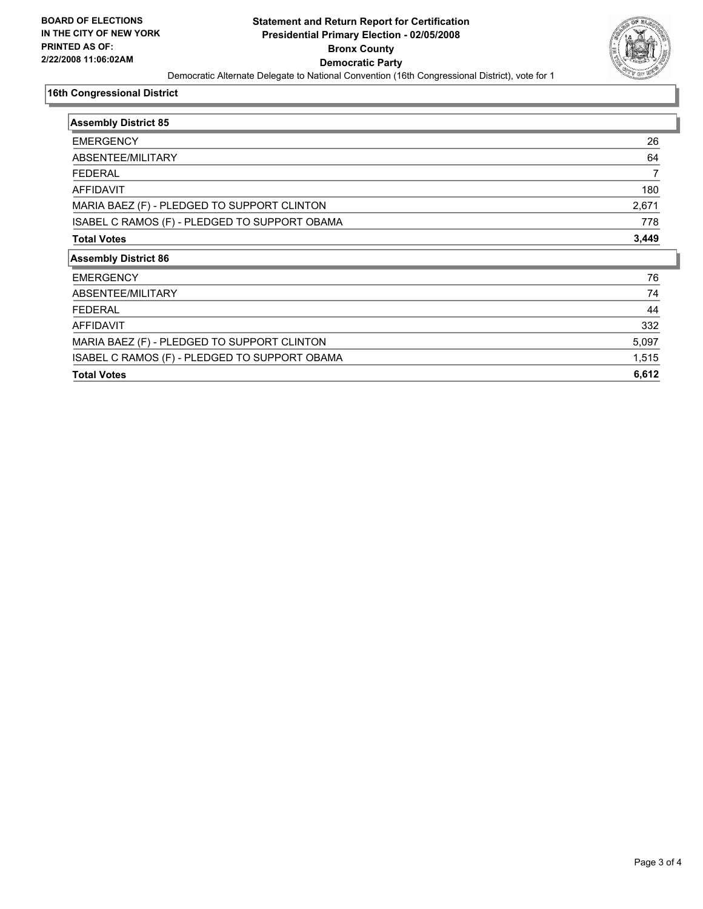**BOARD OF ELECTIONS IN THE CITY OF NEW YORK PRINTED AS OF: 2/22/2008 11:06:02AM**

# Statement and Return Report for Certification
## Presidential Primary Election - 02/05/2008
## Bronx County
## Democratic Party

Democratic Alternate Delegate to National Convention (16th Congressional District), vote for 1

### 16th Congressional District

| Assembly District 85 | |
|---|---|
| EMERGENCY | 26 |
| ABSENTEE/MILITARY | 64 |
| FEDERAL | 7 |
| AFFIDAVIT | 180 |
| MARIA BAEZ (F) - PLEDGED TO SUPPORT CLINTON | 2,671 |
| ISABEL C RAMOS (F) - PLEDGED TO SUPPORT OBAMA | 778 |
| **Total Votes** | **3,449** |

| Assembly District 86 | |
|---|---|
| EMERGENCY | 76 |
| ABSENTEE/MILITARY | 74 |
| FEDERAL | 44 |
| AFFIDAVIT | 332 |
| MARIA BAEZ (F) - PLEDGED TO SUPPORT CLINTON | 5,097 |
| ISABEL C RAMOS (F) - PLEDGED TO SUPPORT OBAMA | 1,515 |
| **Total Votes** | **6,612** |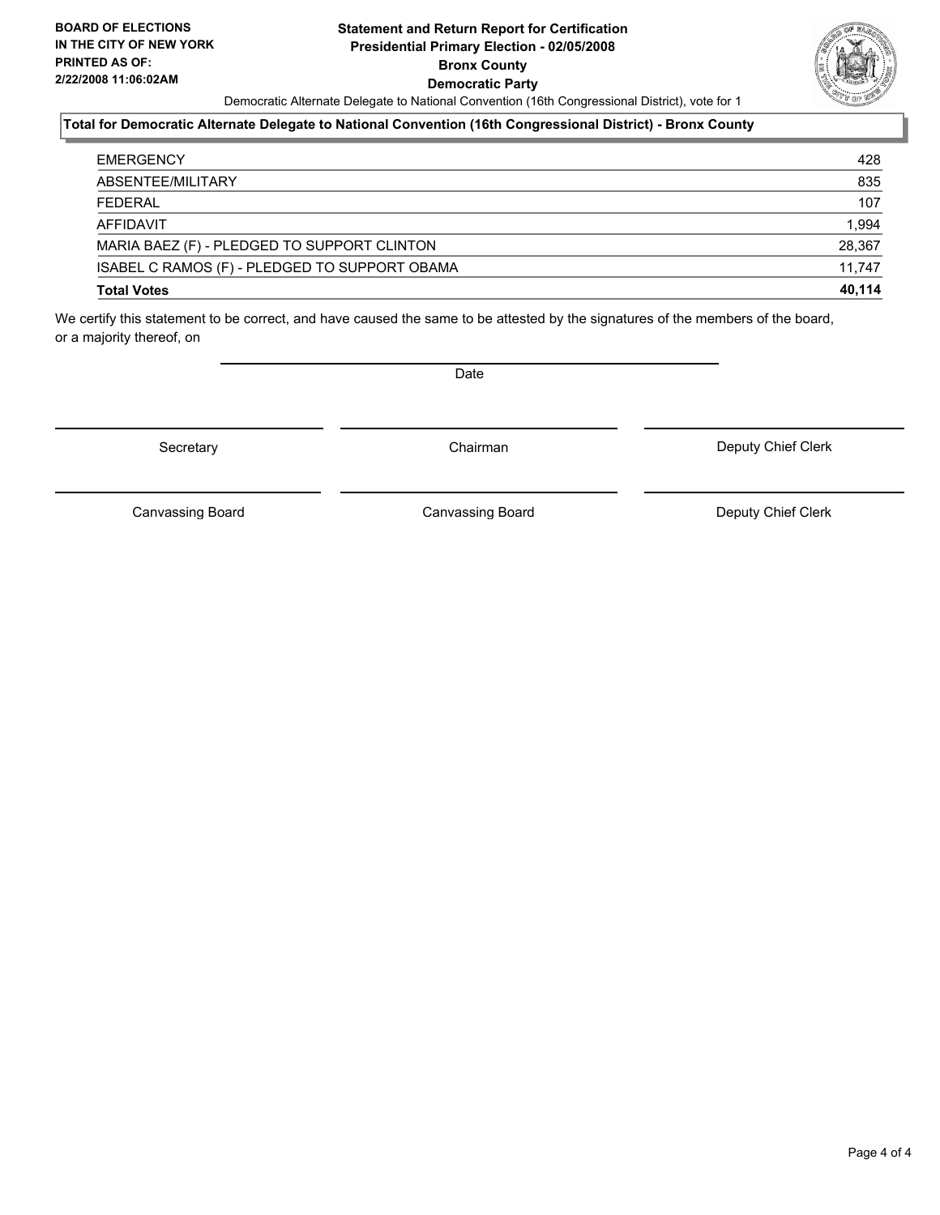**BOARD OF ELECTIONS IN THE CITY OF NEW YORK PRINTED AS OF: 2/22/2008 11:06:02AM**

# Statement and Return Report for Certification
## Presidential Primary Election - 02/05/2008
## Bronx County
## Democratic Party

Democratic Alternate Delegate to National Convention (16th Congressional District), vote for 1

**Total for Democratic Alternate Delegate to National Convention (16th Congressional District) - Bronx County**

| | |
|---|---|
| EMERGENCY | 428 |
| ABSENTEE/MILITARY | 835 |
| FEDERAL | 107 |
| AFFIDAVIT | 1,994 |
| MARIA BAEZ (F) - PLEDGED TO SUPPORT CLINTON | 28,367 |
| ISABEL C RAMOS (F) - PLEDGED TO SUPPORT OBAMA | 11,747 |
| **Total Votes** | **40,114** |

We certify this statement to be correct, and have caused the same to be attested by the signatures of the members of the board, or a majority thereof, on

Date

Secretary — Chairman — Deputy Chief Clerk

Canvassing Board — Canvassing Board — Deputy Chief Clerk